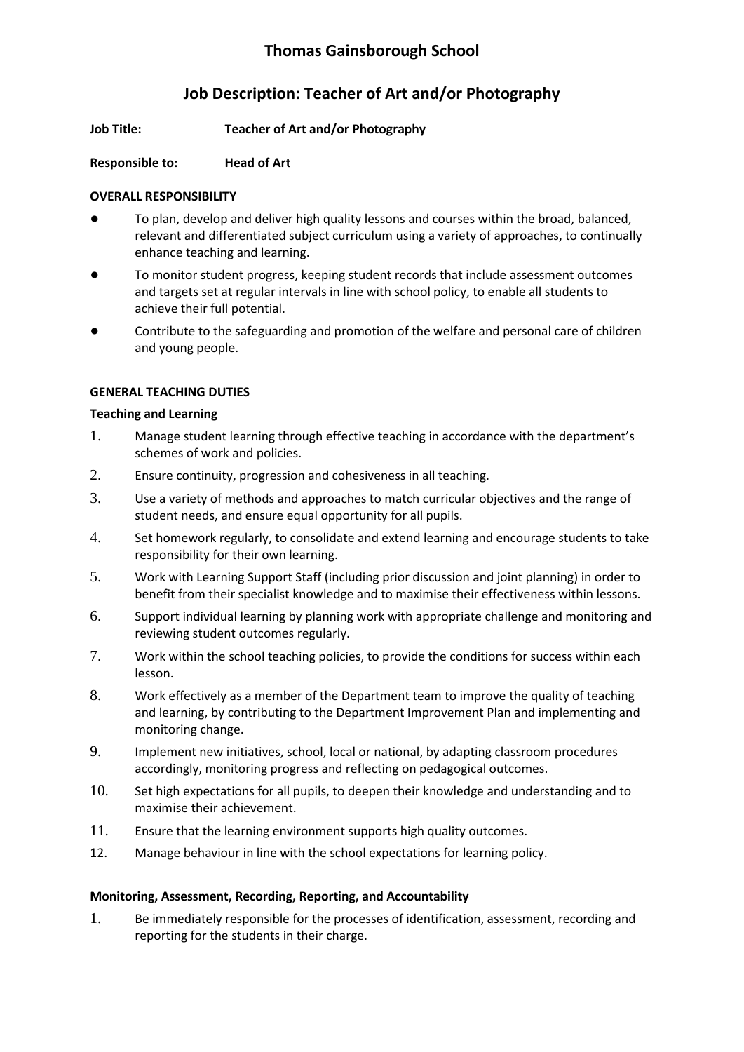# Thomas Gainsborough School

## Job Description: Teacher of Art and/or Photography

**Job Title:** **Teacher of Art and/or Photography**

**Responsible to:** **Head of Art**

**OVERALL RESPONSIBILITY**

- To plan, develop and deliver high quality lessons and courses within the broad, balanced, relevant and differentiated subject curriculum using a variety of approaches, to continually enhance teaching and learning.
- To monitor student progress, keeping student records that include assessment outcomes and targets set at regular intervals in line with school policy, to enable all students to achieve their full potential.
- Contribute to the safeguarding and promotion of the welfare and personal care of children and young people.

**GENERAL TEACHING DUTIES**

**Teaching and Learning**

1. Manage student learning through effective teaching in accordance with the department's schemes of work and policies.
2. Ensure continuity, progression and cohesiveness in all teaching.
3. Use a variety of methods and approaches to match curricular objectives and the range of student needs, and ensure equal opportunity for all pupils.
4. Set homework regularly, to consolidate and extend learning and encourage students to take responsibility for their own learning.
5. Work with Learning Support Staff (including prior discussion and joint planning) in order to benefit from their specialist knowledge and to maximise their effectiveness within lessons.
6. Support individual learning by planning work with appropriate challenge and monitoring and reviewing student outcomes regularly.
7. Work within the school teaching policies, to provide the conditions for success within each lesson.
8. Work effectively as a member of the Department team to improve the quality of teaching and learning, by contributing to the Department Improvement Plan and implementing and monitoring change.
9. Implement new initiatives, school, local or national, by adapting classroom procedures accordingly, monitoring progress and reflecting on pedagogical outcomes.
10. Set high expectations for all pupils, to deepen their knowledge and understanding and to maximise their achievement.
11. Ensure that the learning environment supports high quality outcomes.
12. Manage behaviour in line with the school expectations for learning policy.

**Monitoring, Assessment, Recording, Reporting, and Accountability**

1. Be immediately responsible for the processes of identification, assessment, recording and reporting for the students in their charge.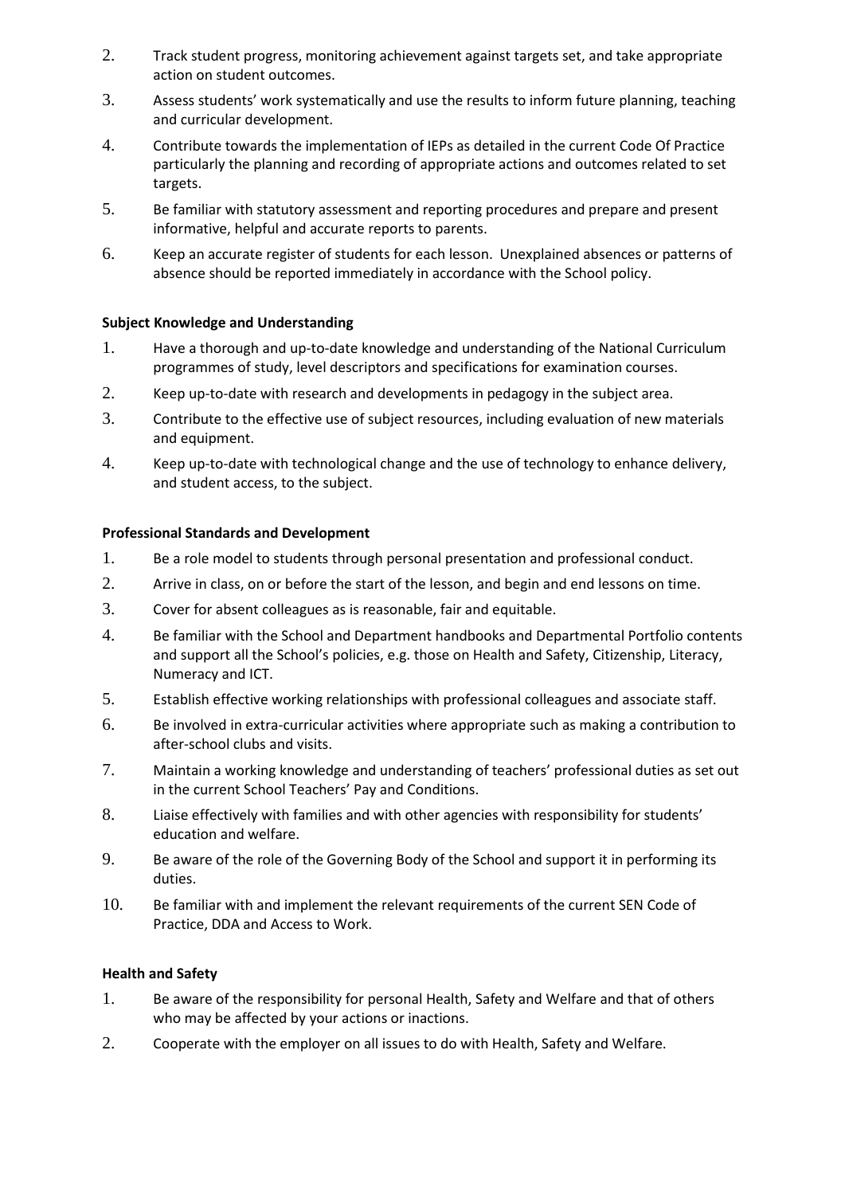2. Track student progress, monitoring achievement against targets set, and take appropriate action on student outcomes.
3. Assess students' work systematically and use the results to inform future planning, teaching and curricular development.
4. Contribute towards the implementation of IEPs as detailed in the current Code Of Practice particularly the planning and recording of appropriate actions and outcomes related to set targets.
5. Be familiar with statutory assessment and reporting procedures and prepare and present informative, helpful and accurate reports to parents.
6. Keep an accurate register of students for each lesson. Unexplained absences or patterns of absence should be reported immediately in accordance with the School policy.

**Subject Knowledge and Understanding**

1. Have a thorough and up-to-date knowledge and understanding of the National Curriculum programmes of study, level descriptors and specifications for examination courses.
2. Keep up-to-date with research and developments in pedagogy in the subject area.
3. Contribute to the effective use of subject resources, including evaluation of new materials and equipment.
4. Keep up-to-date with technological change and the use of technology to enhance delivery, and student access, to the subject.

**Professional Standards and Development**

1. Be a role model to students through personal presentation and professional conduct.
2. Arrive in class, on or before the start of the lesson, and begin and end lessons on time.
3. Cover for absent colleagues as is reasonable, fair and equitable.
4. Be familiar with the School and Department handbooks and Departmental Portfolio contents and support all the School's policies, e.g. those on Health and Safety, Citizenship, Literacy, Numeracy and ICT.
5. Establish effective working relationships with professional colleagues and associate staff.
6. Be involved in extra-curricular activities where appropriate such as making a contribution to after-school clubs and visits.
7. Maintain a working knowledge and understanding of teachers' professional duties as set out in the current School Teachers' Pay and Conditions.
8. Liaise effectively with families and with other agencies with responsibility for students' education and welfare.
9. Be aware of the role of the Governing Body of the School and support it in performing its duties.
10. Be familiar with and implement the relevant requirements of the current SEN Code of Practice, DDA and Access to Work.

**Health and Safety**

1. Be aware of the responsibility for personal Health, Safety and Welfare and that of others who may be affected by your actions or inactions.
2. Cooperate with the employer on all issues to do with Health, Safety and Welfare.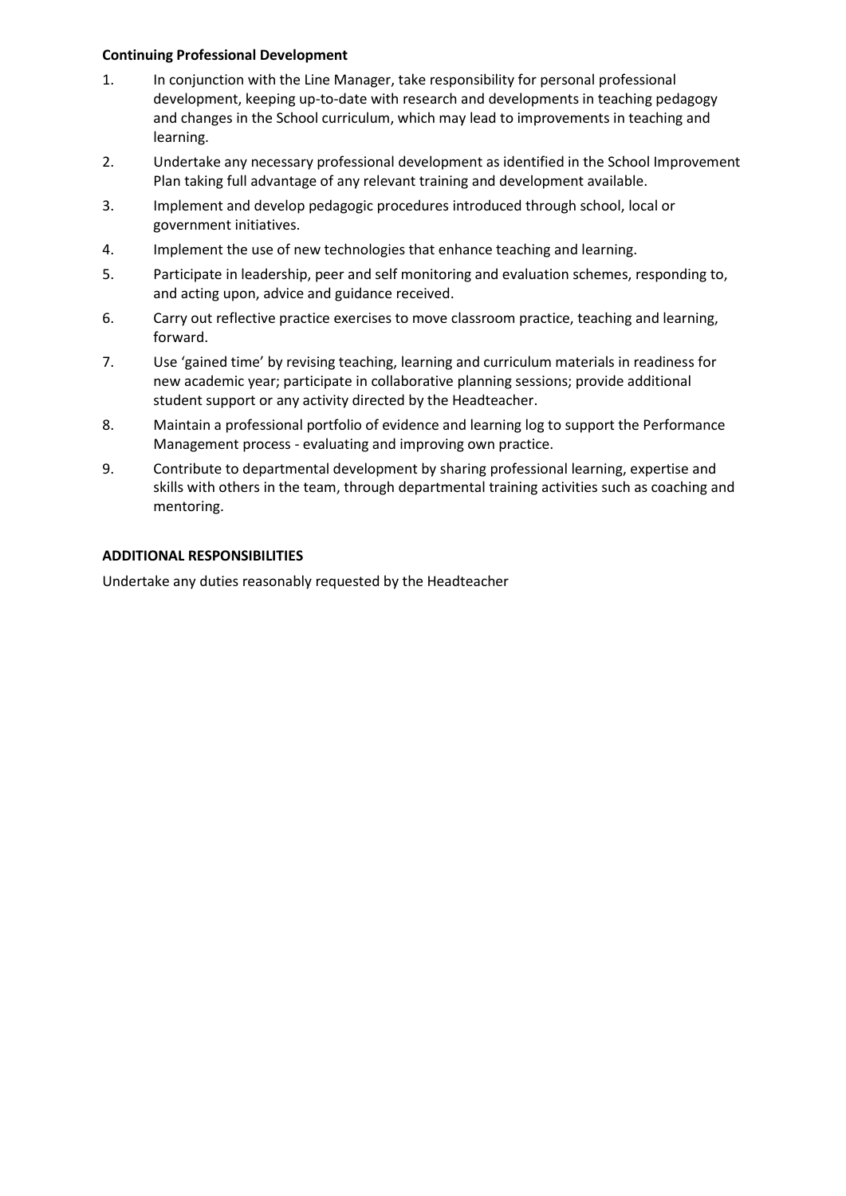**Continuing Professional Development**

1. In conjunction with the Line Manager, take responsibility for personal professional development, keeping up-to-date with research and developments in teaching pedagogy and changes in the School curriculum, which may lead to improvements in teaching and learning.
2. Undertake any necessary professional development as identified in the School Improvement Plan taking full advantage of any relevant training and development available.
3. Implement and develop pedagogic procedures introduced through school, local or government initiatives.
4. Implement the use of new technologies that enhance teaching and learning.
5. Participate in leadership, peer and self monitoring and evaluation schemes, responding to, and acting upon, advice and guidance received.
6. Carry out reflective practice exercises to move classroom practice, teaching and learning, forward.
7. Use 'gained time' by revising teaching, learning and curriculum materials in readiness for new academic year; participate in collaborative planning sessions; provide additional student support or any activity directed by the Headteacher.
8. Maintain a professional portfolio of evidence and learning log to support the Performance Management process - evaluating and improving own practice.
9. Contribute to departmental development by sharing professional learning, expertise and skills with others in the team, through departmental training activities such as coaching and mentoring.

**ADDITIONAL RESPONSIBILITIES**

Undertake any duties reasonably requested by the Headteacher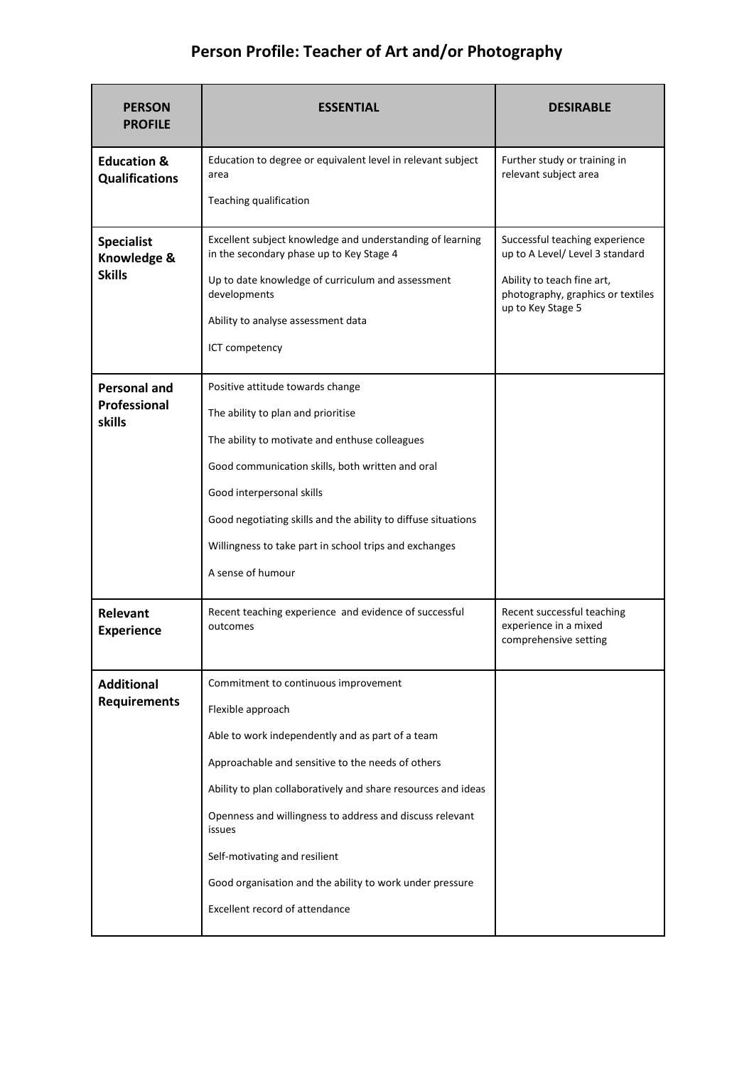# Person Profile: Teacher of Art and/or Photography

| PERSON PROFILE | ESSENTIAL | DESIRABLE |
|---|---|---|
| **Education & Qualifications** | Education to degree or equivalent level in relevant subject area<br><br>Teaching qualification | Further study or training in relevant subject area |
| **Specialist Knowledge & Skills** | Excellent subject knowledge and understanding of learning in the secondary phase up to Key Stage 4<br><br>Up to date knowledge of curriculum and assessment developments<br><br>Ability to analyse assessment data<br><br>ICT competency | Successful teaching experience up to A Level/ Level 3 standard<br><br>Ability to teach fine art, photography, graphics or textiles up to Key Stage 5 |
| **Personal and Professional skills** | Positive attitude towards change<br><br>The ability to plan and prioritise<br><br>The ability to motivate and enthuse colleagues<br><br>Good communication skills, both written and oral<br><br>Good interpersonal skills<br><br>Good negotiating skills and the ability to diffuse situations<br><br>Willingness to take part in school trips and exchanges<br><br>A sense of humour | |
| **Relevant Experience** | Recent teaching experience and evidence of successful outcomes | Recent successful teaching experience in a mixed comprehensive setting |
| **Additional Requirements** | Commitment to continuous improvement<br><br>Flexible approach<br><br>Able to work independently and as part of a team<br><br>Approachable and sensitive to the needs of others<br><br>Ability to plan collaboratively and share resources and ideas<br><br>Openness and willingness to address and discuss relevant issues<br><br>Self-motivating and resilient<br><br>Good organisation and the ability to work under pressure<br><br>Excellent record of attendance | |